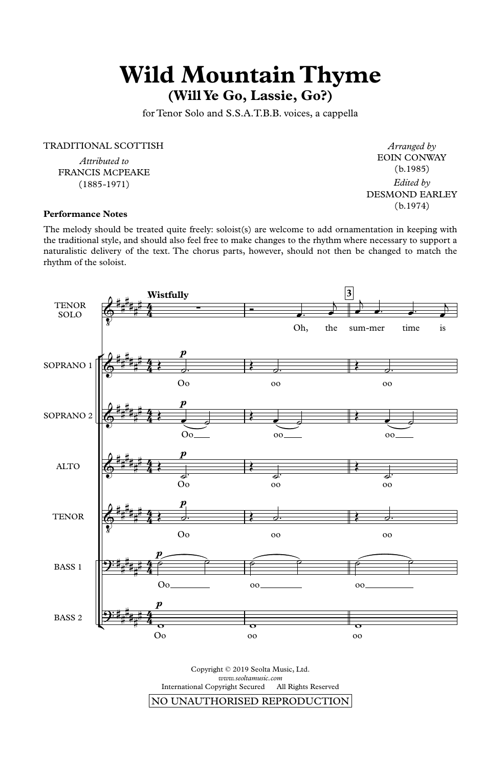# Wild Mountain Thyme

## (Will Ye Go, Lassie, Go?)

for Tenor Solo and S.S.A.T.B.B. voices, a cappella

TRADITIONAL SCOTTISH

*Attributed to*
FRANCIS McPEAKE
(1885-1971)

*Arranged by*
EOIN CONWAY
(b.1985)

*Edited by*
DESMOND EARLEY
(b.1974)

**Performance Notes**

The melody should be treated quite freely: soloist(s) are welcome to add ornamentation in keeping with the traditional style, and should also feel free to make changes to the rhythm where necessary to support a naturalistic delivery of the text. The chorus parts, however, should not then be changed to match the rhythm of the soloist.

**Wistfully**

TENOR SOLO: Oh, the sum-mer time is

SOPRANO 1: *p* Oo oo oo

SOPRANO 2: *p* Oo oo oo

ALTO: *p* Oo oo oo

TENOR: *p* Oo oo oo

BASS 1: *p* Oo oo oo

BASS 2: *p* Oo oo oo

Copyright © 2019 Seolta Music, Ltd.
*www.seoltamusic.com*
International Copyright Secured All Rights Reserved

NO UNAUTHORISED REPRODUCTION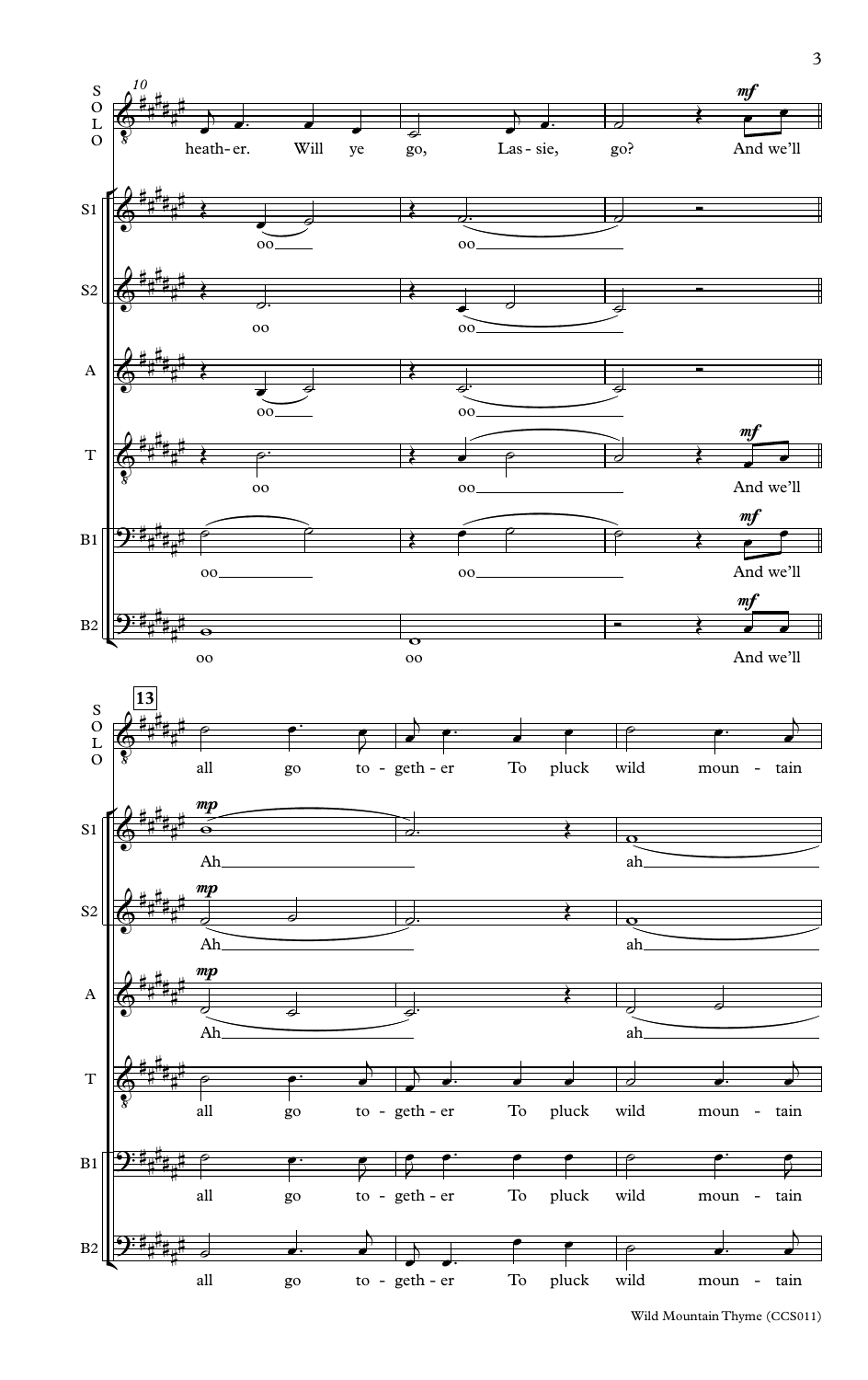**SOLO:** heath-er. Will ye go, Las-sie, go? *mf* And we'll all go to-geth-er To pluck wild moun-tain

**S1:** oo oo *mp* Ah ah

**S2:** oo oo *mp* Ah ah

**A:** oo oo *mp* Ah ah

**T:** oo oo *mf* And we'll all go to-geth-er To pluck wild moun-tain

**B1:** oo oo *mf* And we'll all go to-geth-er To pluck wild moun-tain

**B2:** oo oo *mf* And we'll all go to-geth-er To pluck wild moun-tain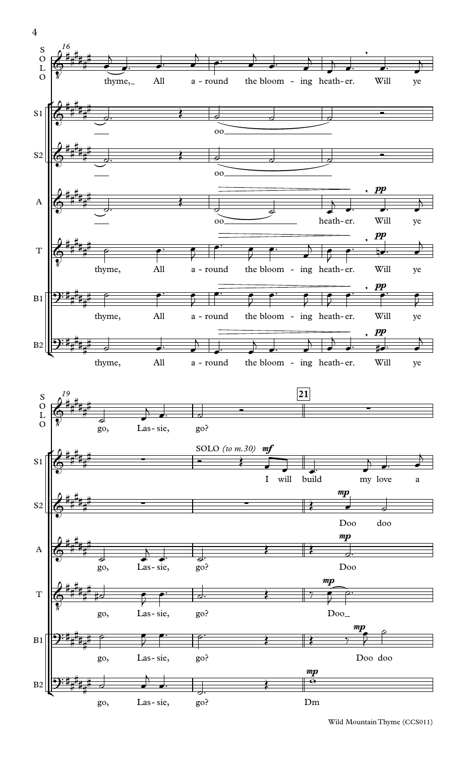**SOLO**

thyme, All a - round the bloom - ing heath - er. Will ye go, Las - sie, go?

**S1**

oo

SOLO *(to m.30)* ***mf*** I will build my love a

**S2**

oo

***mp*** Doo doo

**A**

oo heath - er. ***pp*** Will ye go, Las - sie, go?

***mp*** Doo

**T**

thyme, All a - round the bloom - ing heath - er. ***pp*** Will ye go, Las - sie, go?

***mp*** Doo

**B1**

thyme, All a - round the bloom - ing heath - er. ***pp*** Will ye go, Las - sie, go?

***mp*** Doo doo

**B2**

thyme, All a - round the bloom - ing heath - er. ***pp*** Will ye go, Las - sie, go?

***mp*** Dm